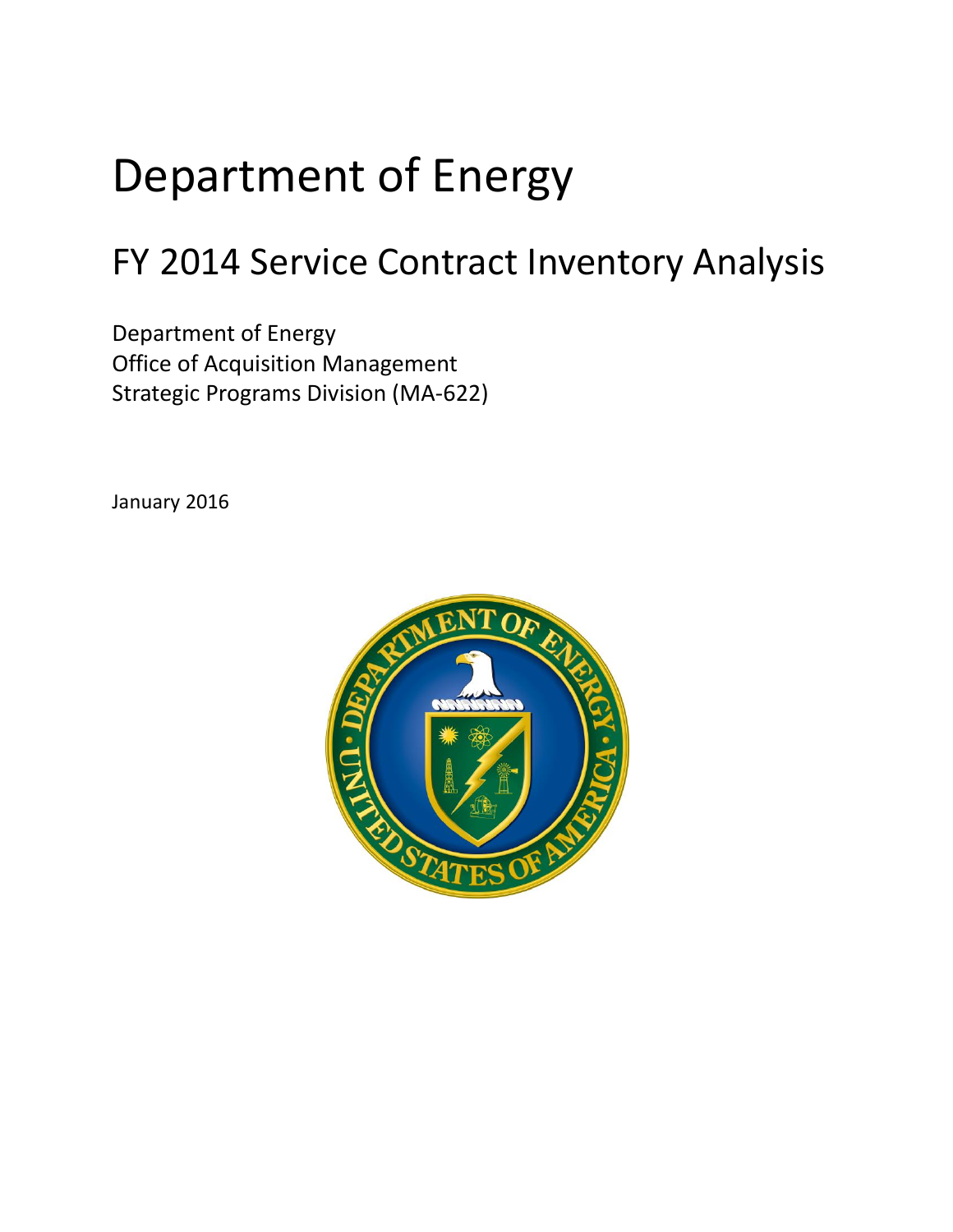# Department of Energy

## FY 2014 Service Contract Inventory Analysis

Department of Energy
Office of Acquisition Management
Strategic Programs Division (MA-622)

January 2016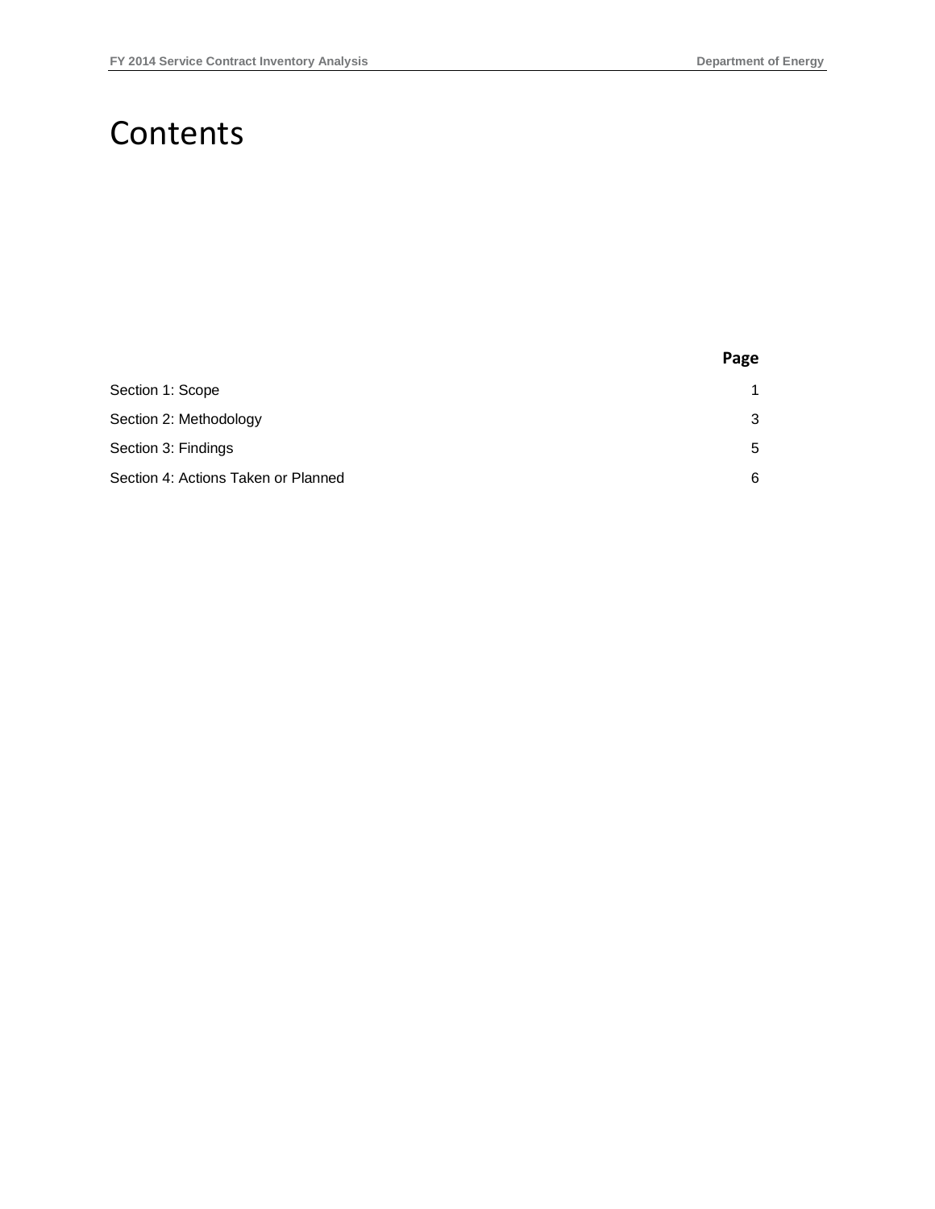# Contents

| | Page |
|---|---|
| Section 1: Scope | 1 |
| Section 2: Methodology | 3 |
| Section 3: Findings | 5 |
| Section 4: Actions Taken or Planned | 6 |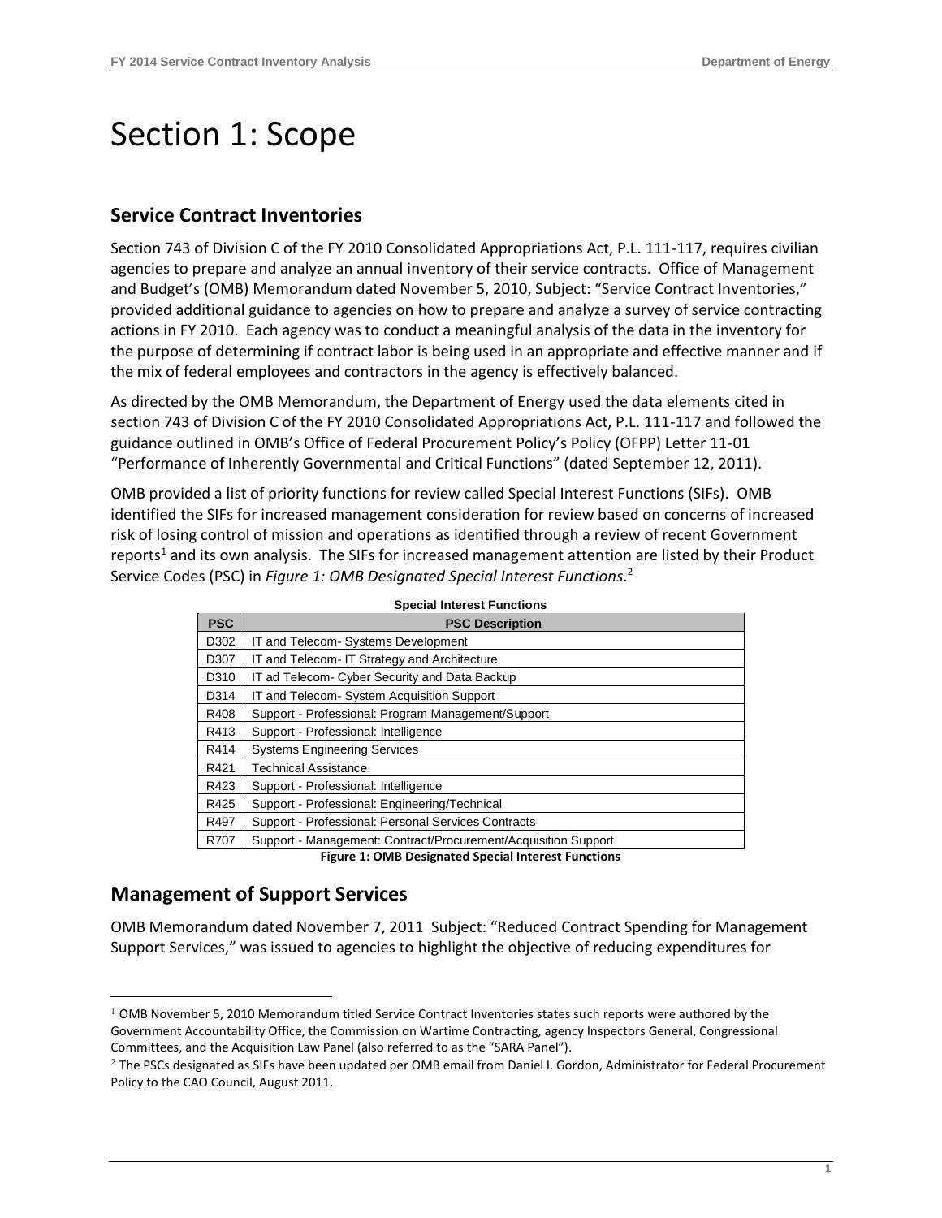// Section 1: Scope

# Section 1: Scope

## Service Contract Inventories

Section 743 of Division C of the FY 2010 Consolidated Appropriations Act, P.L. 111-117, requires civilian agencies to prepare and analyze an annual inventory of their service contracts. Office of Management and Budget's (OMB) Memorandum dated November 5, 2010, Subject: "Service Contract Inventories," provided additional guidance to agencies on how to prepare and analyze a survey of service contracting actions in FY 2010. Each agency was to conduct a meaningful analysis of the data in the inventory for the purpose of determining if contract labor is being used in an appropriate and effective manner and if the mix of federal employees and contractors in the agency is effectively balanced.

As directed by the OMB Memorandum, the Department of Energy used the data elements cited in section 743 of Division C of the FY 2010 Consolidated Appropriations Act, P.L. 111-117 and followed the guidance outlined in OMB's Office of Federal Procurement Policy's Policy (OFPP) Letter 11-01 "Performance of Inherently Governmental and Critical Functions" (dated September 12, 2011).

OMB provided a list of priority functions for review called Special Interest Functions (SIFs). OMB identified the SIFs for increased management consideration for review based on concerns of increased risk of losing control of mission and operations as identified through a review of recent Government reports[1] and its own analysis. The SIFs for increased management attention are listed by their Product Service Codes (PSC) in *Figure 1: OMB Designated Special Interest Functions*.[2]

**Special Interest Functions**

| PSC | PSC Description |
|---|---|
| D302 | IT and Telecom- Systems Development |
| D307 | IT and Telecom- IT Strategy and Architecture |
| D310 | IT ad Telecom- Cyber Security and Data Backup |
| D314 | IT and Telecom- System Acquisition Support |
| R408 | Support - Professional: Program Management/Support |
| R413 | Support - Professional: Intelligence |
| R414 | Systems Engineering Services |
| R421 | Technical Assistance |
| R423 | Support - Professional: Intelligence |
| R425 | Support - Professional: Engineering/Technical |
| R497 | Support - Professional: Personal Services Contracts |
| R707 | Support - Management: Contract/Procurement/Acquisition Support |

**Figure 1: OMB Designated Special Interest Functions**

## Management of Support Services

OMB Memorandum dated November 7, 2011 Subject: "Reduced Contract Spending for Management Support Services," was issued to agencies to highlight the objective of reducing expenditures for

[1] OMB November 5, 2010 Memorandum titled Service Contract Inventories states such reports were authored by the Government Accountability Office, the Commission on Wartime Contracting, agency Inspectors General, Congressional Committees, and the Acquisition Law Panel (also referred to as the "SARA Panel").

[2] The PSCs designated as SIFs have been updated per OMB email from Daniel I. Gordon, Administrator for Federal Procurement Policy to the CAO Council, August 2011.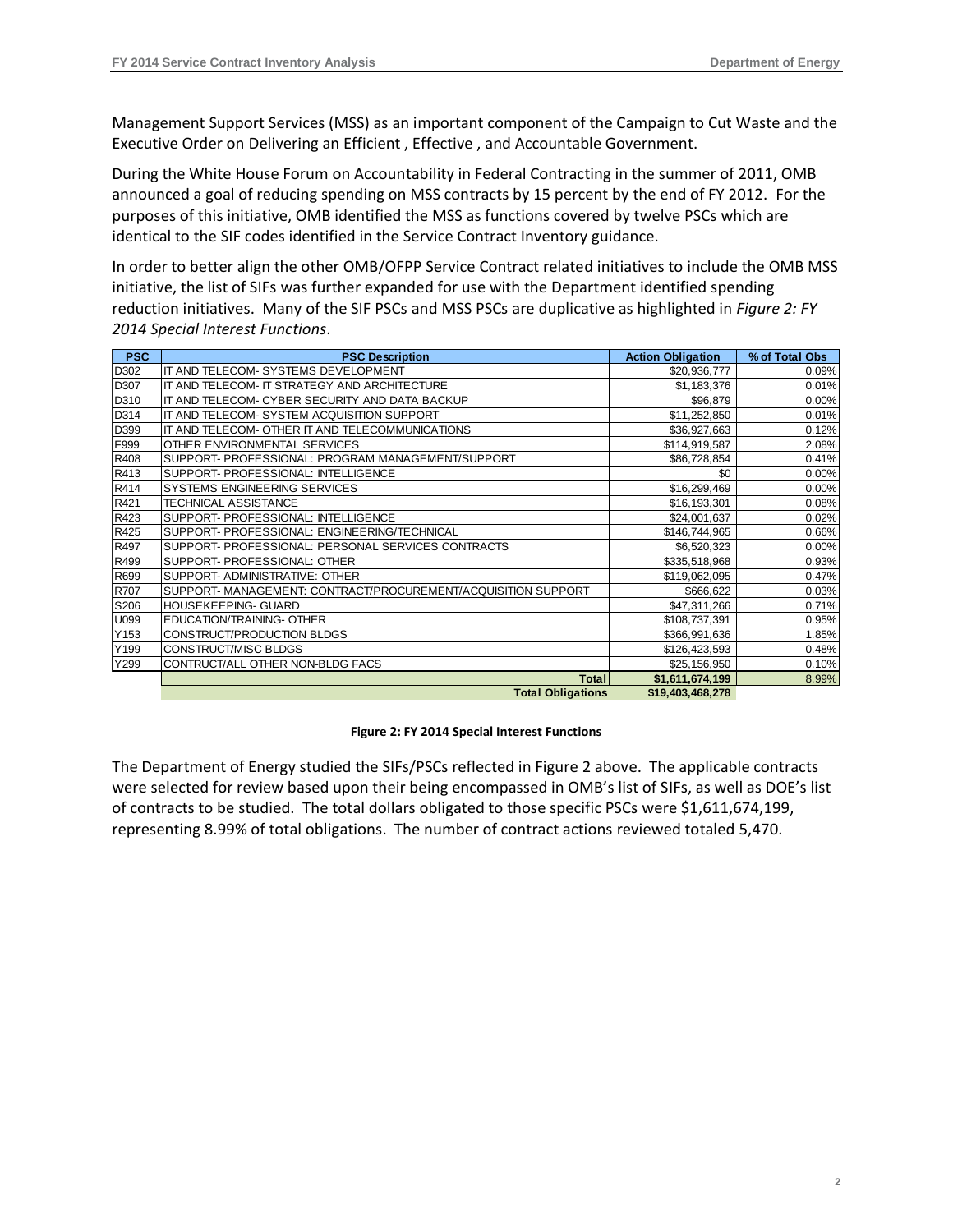Management Support Services (MSS) as an important component of the Campaign to Cut Waste and the Executive Order on Delivering an Efficient , Effective , and Accountable Government.

During the White House Forum on Accountability in Federal Contracting in the summer of 2011, OMB announced a goal of reducing spending on MSS contracts by 15 percent by the end of FY 2012. For the purposes of this initiative, OMB identified the MSS as functions covered by twelve PSCs which are identical to the SIF codes identified in the Service Contract Inventory guidance.

In order to better align the other OMB/OFPP Service Contract related initiatives to include the OMB MSS initiative, the list of SIFs was further expanded for use with the Department identified spending reduction initiatives. Many of the SIF PSCs and MSS PSCs are duplicative as highlighted in *Figure 2: FY 2014 Special Interest Functions*.

| PSC | PSC Description | Action Obligation | % of Total Obs |
|---|---|---|---|
| D302 | IT AND TELECOM- SYSTEMS DEVELOPMENT | $20,936,777 | 0.09% |
| D307 | IT AND TELECOM- IT STRATEGY AND ARCHITECTURE | $1,183,376 | 0.01% |
| D310 | IT AND TELECOM- CYBER SECURITY AND DATA BACKUP | $96,879 | 0.00% |
| D314 | IT AND TELECOM- SYSTEM ACQUISITION SUPPORT | $11,252,850 | 0.01% |
| D399 | IT AND TELECOM- OTHER IT AND TELECOMMUNICATIONS | $36,927,663 | 0.12% |
| F999 | OTHER ENVIRONMENTAL SERVICES | $114,919,587 | 2.08% |
| R408 | SUPPORT- PROFESSIONAL: PROGRAM MANAGEMENT/SUPPORT | $86,728,854 | 0.41% |
| R413 | SUPPORT- PROFESSIONAL: INTELLIGENCE | $0 | 0.00% |
| R414 | SYSTEMS ENGINEERING SERVICES | $16,299,469 | 0.00% |
| R421 | TECHNICAL ASSISTANCE | $16,193,301 | 0.08% |
| R423 | SUPPORT- PROFESSIONAL: INTELLIGENCE | $24,001,637 | 0.02% |
| R425 | SUPPORT- PROFESSIONAL: ENGINEERING/TECHNICAL | $146,744,965 | 0.66% |
| R497 | SUPPORT- PROFESSIONAL: PERSONAL SERVICES CONTRACTS | $6,520,323 | 0.00% |
| R499 | SUPPORT- PROFESSIONAL: OTHER | $335,518,968 | 0.93% |
| R699 | SUPPORT- ADMINISTRATIVE: OTHER | $119,062,095 | 0.47% |
| R707 | SUPPORT- MANAGEMENT: CONTRACT/PROCUREMENT/ACQUISITION SUPPORT | $666,622 | 0.03% |
| S206 | HOUSEKEEPING- GUARD | $47,311,266 | 0.71% |
| U099 | EDUCATION/TRAINING- OTHER | $108,737,391 | 0.95% |
| Y153 | CONSTRUCT/PRODUCTION BLDGS | $366,991,636 | 1.85% |
| Y199 | CONSTRUCT/MISC BLDGS | $126,423,593 | 0.48% |
| Y299 | CONTRUCT/ALL OTHER NON-BLDG FACS | $25,156,950 | 0.10% |
| | **Total** | **$1,611,674,199** | 8.99% |
| | **Total Obligations** | **$19,403,468,278** | |

**Figure 2: FY 2014 Special Interest Functions**

The Department of Energy studied the SIFs/PSCs reflected in Figure 2 above. The applicable contracts were selected for review based upon their being encompassed in OMB's list of SIFs, as well as DOE's list of contracts to be studied. The total dollars obligated to those specific PSCs were $1,611,674,199, representing 8.99% of total obligations. The number of contract actions reviewed totaled 5,470.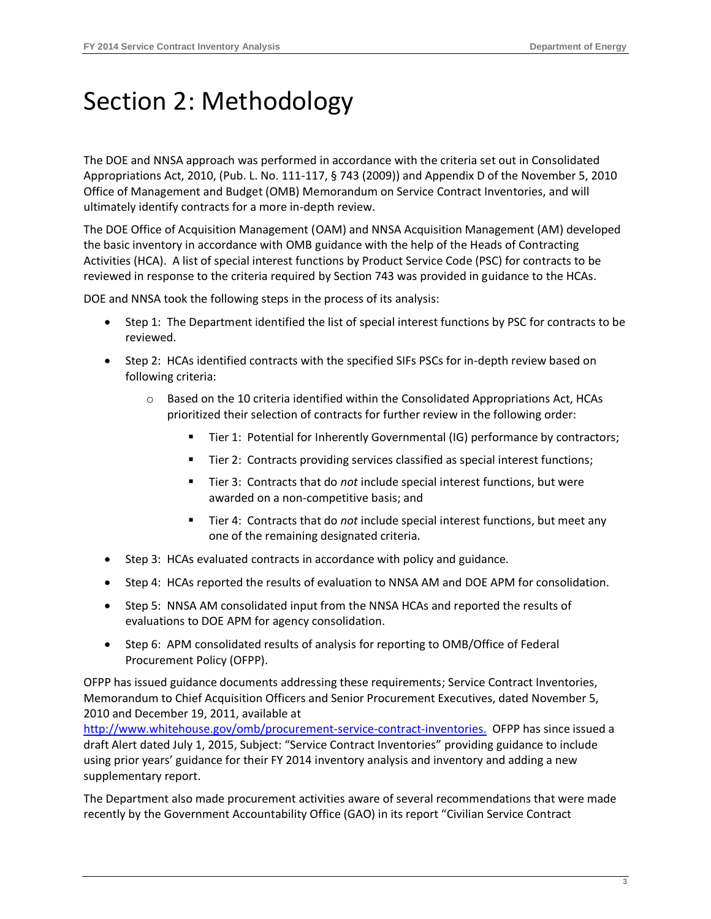# Section 2: Methodology

The DOE and NNSA approach was performed in accordance with the criteria set out in Consolidated Appropriations Act, 2010, (Pub. L. No. 111-117, § 743 (2009)) and Appendix D of the November 5, 2010 Office of Management and Budget (OMB) Memorandum on Service Contract Inventories, and will ultimately identify contracts for a more in-depth review.

The DOE Office of Acquisition Management (OAM) and NNSA Acquisition Management (AM) developed the basic inventory in accordance with OMB guidance with the help of the Heads of Contracting Activities (HCA). A list of special interest functions by Product Service Code (PSC) for contracts to be reviewed in response to the criteria required by Section 743 was provided in guidance to the HCAs.

DOE and NNSA took the following steps in the process of its analysis:

- Step 1: The Department identified the list of special interest functions by PSC for contracts to be reviewed.
- Step 2: HCAs identified contracts with the specified SIFs PSCs for in-depth review based on following criteria:
  - Based on the 10 criteria identified within the Consolidated Appropriations Act, HCAs prioritized their selection of contracts for further review in the following order:
    - Tier 1: Potential for Inherently Governmental (IG) performance by contractors;
    - Tier 2: Contracts providing services classified as special interest functions;
    - Tier 3: Contracts that do *not* include special interest functions, but were awarded on a non-competitive basis; and
    - Tier 4: Contracts that do *not* include special interest functions, but meet any one of the remaining designated criteria.
- Step 3: HCAs evaluated contracts in accordance with policy and guidance.
- Step 4: HCAs reported the results of evaluation to NNSA AM and DOE APM for consolidation.
- Step 5: NNSA AM consolidated input from the NNSA HCAs and reported the results of evaluations to DOE APM for agency consolidation.
- Step 6: APM consolidated results of analysis for reporting to OMB/Office of Federal Procurement Policy (OFPP).

OFPP has issued guidance documents addressing these requirements; Service Contract Inventories, Memorandum to Chief Acquisition Officers and Senior Procurement Executives, dated November 5, 2010 and December 19, 2011, available at [http://www.whitehouse.gov/omb/procurement-service-contract-inventories.](http://www.whitehouse.gov/omb/procurement-service-contract-inventories) OFPP has since issued a draft Alert dated July 1, 2015, Subject: "Service Contract Inventories" providing guidance to include using prior years' guidance for their FY 2014 inventory analysis and inventory and adding a new supplementary report.

The Department also made procurement activities aware of several recommendations that were made recently by the Government Accountability Office (GAO) in its report "Civilian Service Contract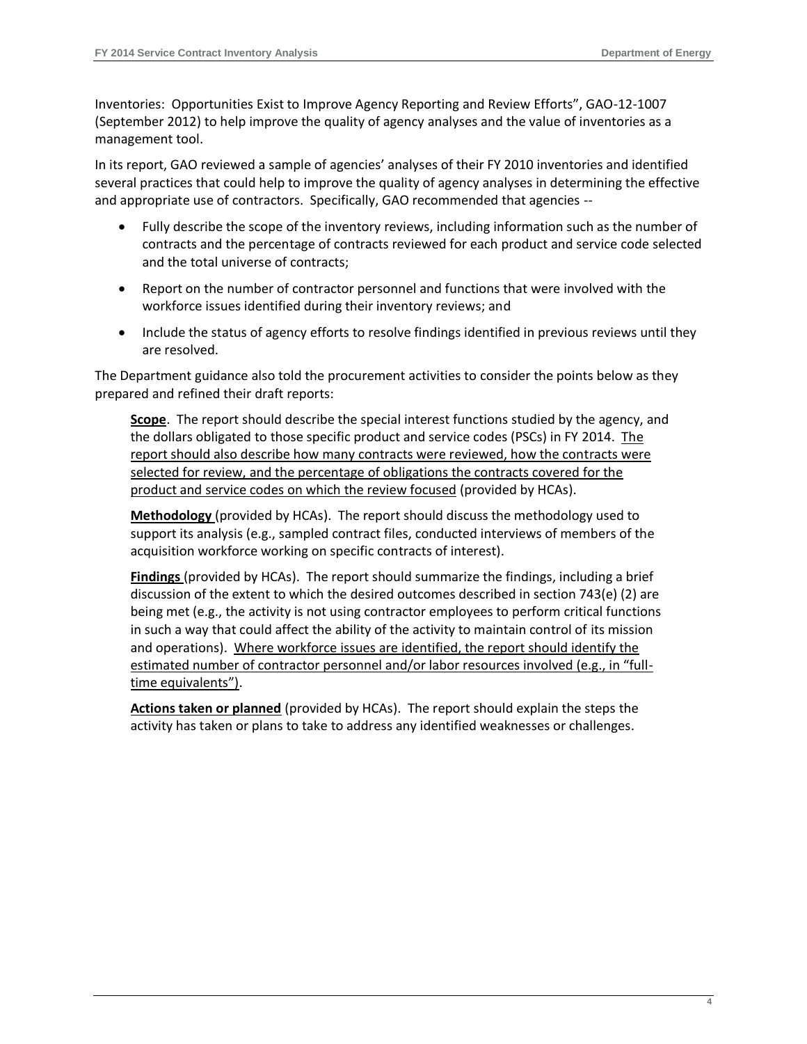Inventories: Opportunities Exist to Improve Agency Reporting and Review Efforts", GAO-12-1007 (September 2012) to help improve the quality of agency analyses and the value of inventories as a management tool.

In its report, GAO reviewed a sample of agencies' analyses of their FY 2010 inventories and identified several practices that could help to improve the quality of agency analyses in determining the effective and appropriate use of contractors. Specifically, GAO recommended that agencies --

- Fully describe the scope of the inventory reviews, including information such as the number of contracts and the percentage of contracts reviewed for each product and service code selected and the total universe of contracts;
- Report on the number of contractor personnel and functions that were involved with the workforce issues identified during their inventory reviews; and
- Include the status of agency efforts to resolve findings identified in previous reviews until they are resolved.

The Department guidance also told the procurement activities to consider the points below as they prepared and refined their draft reports:

> **Scope**. The report should describe the special interest functions studied by the agency, and the dollars obligated to those specific product and service codes (PSCs) in FY 2014. The report should also describe how many contracts were reviewed, how the contracts were selected for review, and the percentage of obligations the contracts covered for the product and service codes on which the review focused (provided by HCAs).
>
> **Methodology** (provided by HCAs). The report should discuss the methodology used to support its analysis (e.g., sampled contract files, conducted interviews of members of the acquisition workforce working on specific contracts of interest).
>
> **Findings** (provided by HCAs). The report should summarize the findings, including a brief discussion of the extent to which the desired outcomes described in section 743(e) (2) are being met (e.g., the activity is not using contractor employees to perform critical functions in such a way that could affect the ability of the activity to maintain control of its mission and operations). Where workforce issues are identified, the report should identify the estimated number of contractor personnel and/or labor resources involved (e.g., in "full-time equivalents").
>
> **Actions taken or planned** (provided by HCAs). The report should explain the steps the activity has taken or plans to take to address any identified weaknesses or challenges.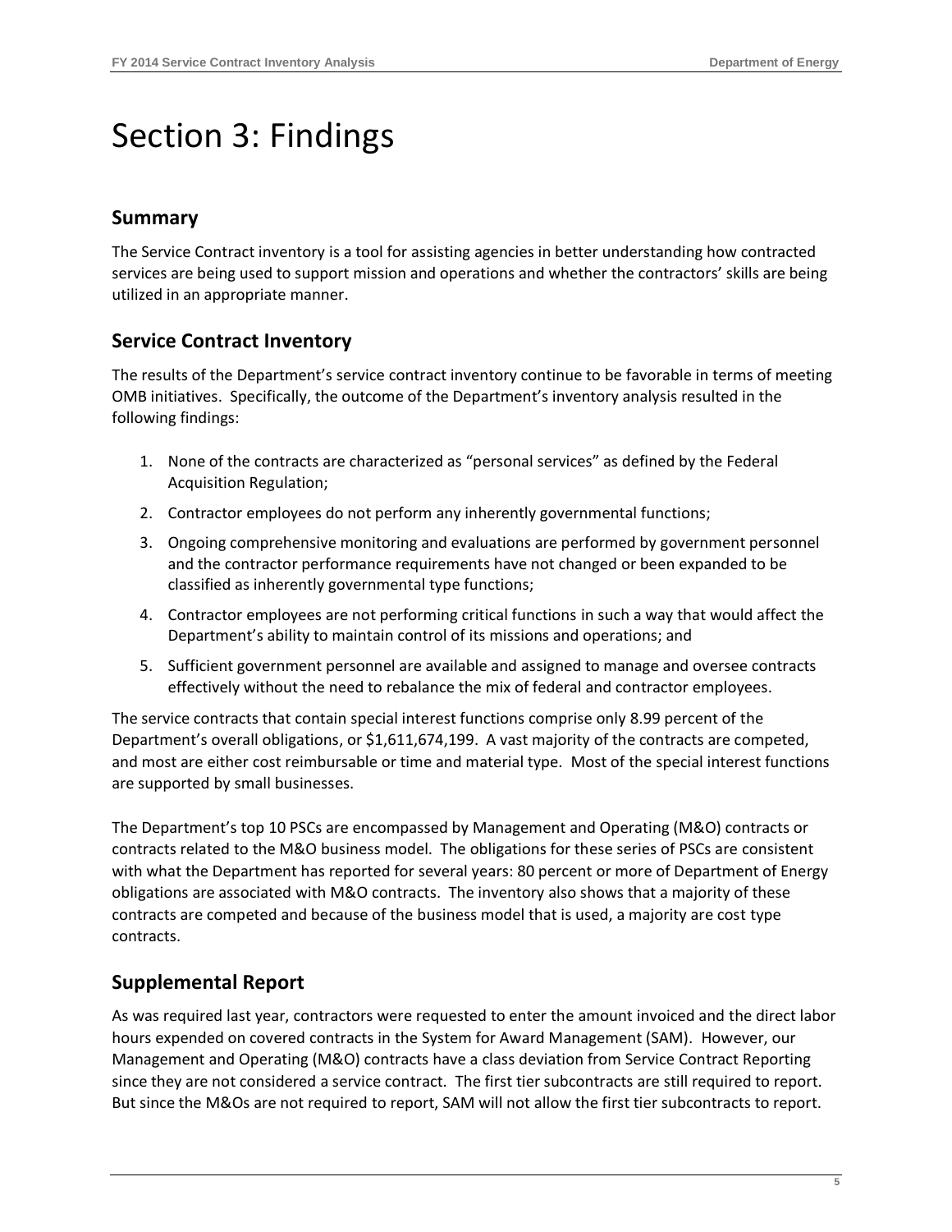# Section 3: Findings

## Summary

The Service Contract inventory is a tool for assisting agencies in better understanding how contracted services are being used to support mission and operations and whether the contractors' skills are being utilized in an appropriate manner.

## Service Contract Inventory

The results of the Department's service contract inventory continue to be favorable in terms of meeting OMB initiatives. Specifically, the outcome of the Department's inventory analysis resulted in the following findings:

1. None of the contracts are characterized as "personal services" as defined by the Federal Acquisition Regulation;
2. Contractor employees do not perform any inherently governmental functions;
3. Ongoing comprehensive monitoring and evaluations are performed by government personnel and the contractor performance requirements have not changed or been expanded to be classified as inherently governmental type functions;
4. Contractor employees are not performing critical functions in such a way that would affect the Department's ability to maintain control of its missions and operations; and
5. Sufficient government personnel are available and assigned to manage and oversee contracts effectively without the need to rebalance the mix of federal and contractor employees.

The service contracts that contain special interest functions comprise only 8.99 percent of the Department's overall obligations, or $1,611,674,199. A vast majority of the contracts are competed, and most are either cost reimbursable or time and material type. Most of the special interest functions are supported by small businesses.

The Department's top 10 PSCs are encompassed by Management and Operating (M&O) contracts or contracts related to the M&O business model. The obligations for these series of PSCs are consistent with what the Department has reported for several years: 80 percent or more of Department of Energy obligations are associated with M&O contracts. The inventory also shows that a majority of these contracts are competed and because of the business model that is used, a majority are cost type contracts.

## Supplemental Report

As was required last year, contractors were requested to enter the amount invoiced and the direct labor hours expended on covered contracts in the System for Award Management (SAM). However, our Management and Operating (M&O) contracts have a class deviation from Service Contract Reporting since they are not considered a service contract. The first tier subcontracts are still required to report. But since the M&Os are not required to report, SAM will not allow the first tier subcontracts to report.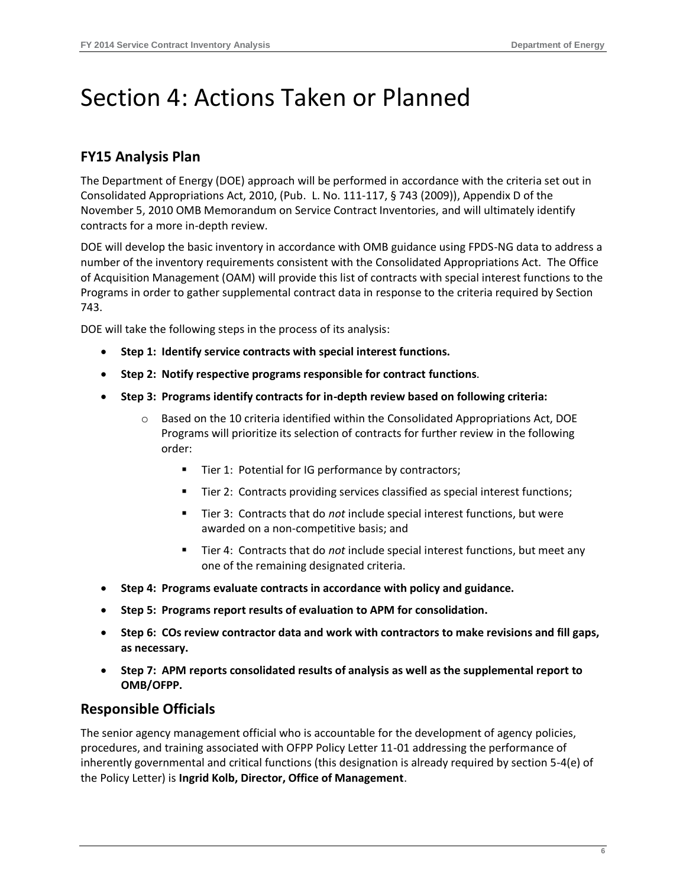# Section 4: Actions Taken or Planned

## FY15 Analysis Plan

The Department of Energy (DOE) approach will be performed in accordance with the criteria set out in Consolidated Appropriations Act, 2010, (Pub. L. No. 111-117, § 743 (2009)), Appendix D of the November 5, 2010 OMB Memorandum on Service Contract Inventories, and will ultimately identify contracts for a more in-depth review.

DOE will develop the basic inventory in accordance with OMB guidance using FPDS-NG data to address a number of the inventory requirements consistent with the Consolidated Appropriations Act. The Office of Acquisition Management (OAM) will provide this list of contracts with special interest functions to the Programs in order to gather supplemental contract data in response to the criteria required by Section 743.

DOE will take the following steps in the process of its analysis:

- **Step 1: Identify service contracts with special interest functions.**
- **Step 2: Notify respective programs responsible for contract functions**.
- **Step 3: Programs identify contracts for in-depth review based on following criteria:**
  - Based on the 10 criteria identified within the Consolidated Appropriations Act, DOE Programs will prioritize its selection of contracts for further review in the following order:
    - Tier 1: Potential for IG performance by contractors;
    - Tier 2: Contracts providing services classified as special interest functions;
    - Tier 3: Contracts that do *not* include special interest functions, but were awarded on a non-competitive basis; and
    - Tier 4: Contracts that do *not* include special interest functions, but meet any one of the remaining designated criteria.
- **Step 4: Programs evaluate contracts in accordance with policy and guidance.**
- **Step 5: Programs report results of evaluation to APM for consolidation.**
- **Step 6: COs review contractor data and work with contractors to make revisions and fill gaps, as necessary.**
- **Step 7: APM reports consolidated results of analysis as well as the supplemental report to OMB/OFPP.**

## Responsible Officials

The senior agency management official who is accountable for the development of agency policies, procedures, and training associated with OFPP Policy Letter 11-01 addressing the performance of inherently governmental and critical functions (this designation is already required by section 5-4(e) of the Policy Letter) is **Ingrid Kolb, Director, Office of Management**.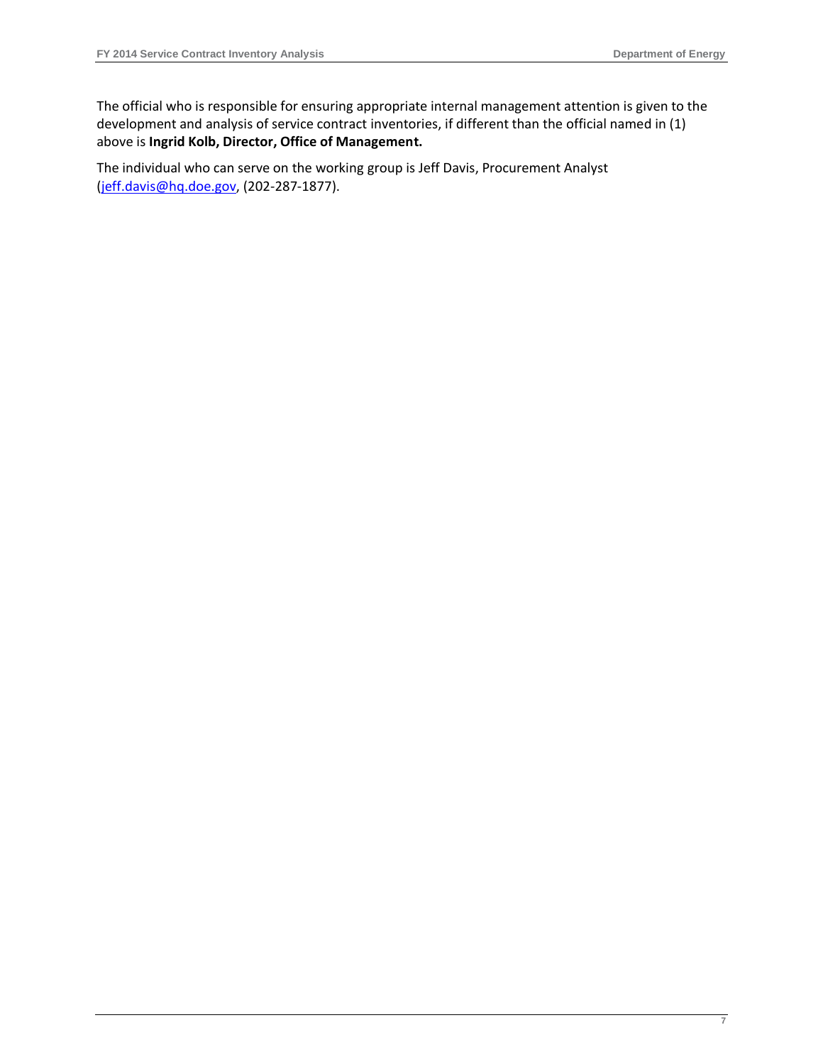The official who is responsible for ensuring appropriate internal management attention is given to the development and analysis of service contract inventories, if different than the official named in (1) above is **Ingrid Kolb, Director, Office of Management.**

The individual who can serve on the working group is Jeff Davis, Procurement Analyst (jeff.davis@hq.doe.gov, (202-287-1877).